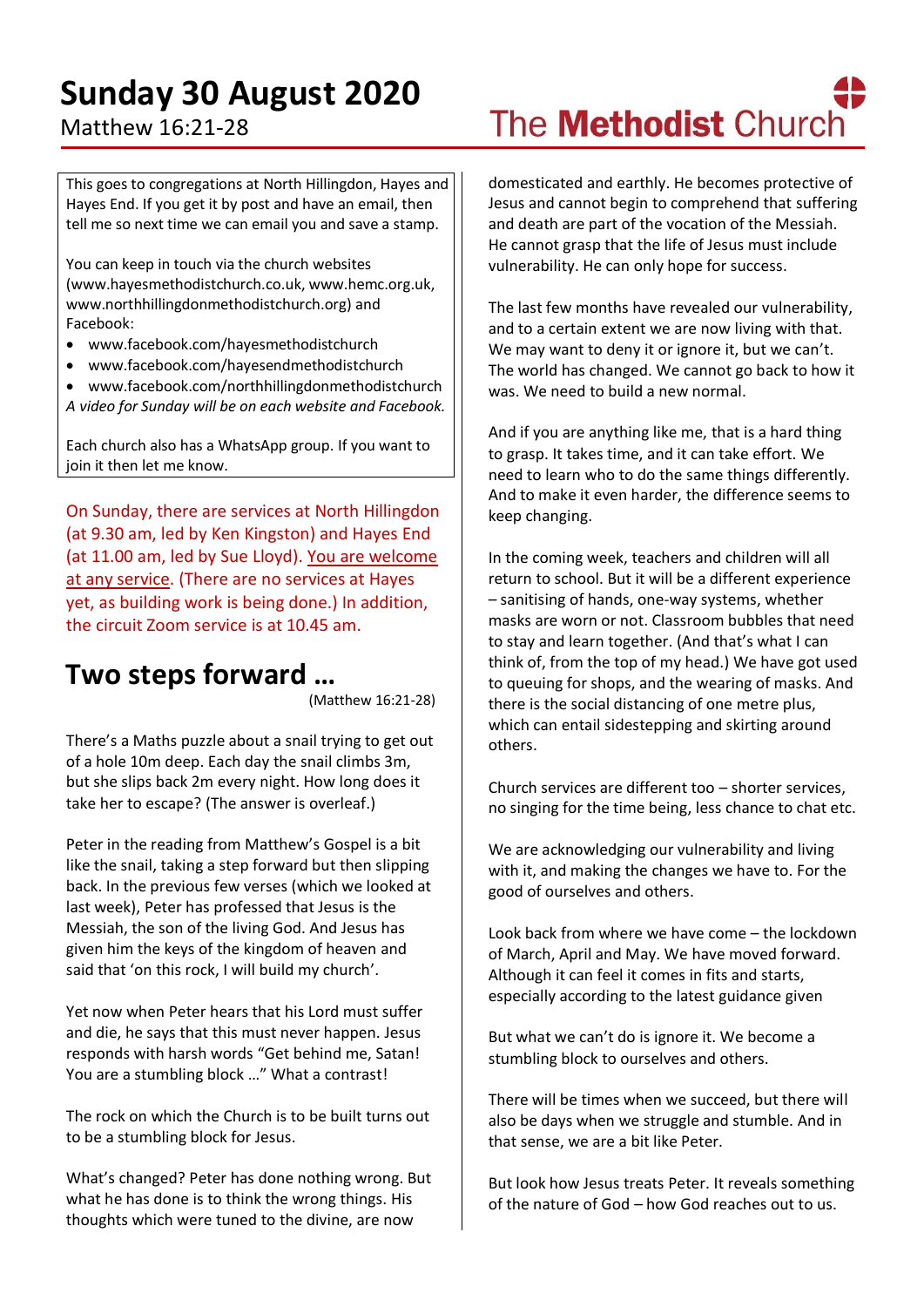# Sunday 30 August 2020

Matthew 16:21-28

The Methodist Church

This goes to congregations at North Hillingdon, Hayes and Hayes End. If you get it by post and have an email, then tell me so next time we can email you and save a stamp.

You can keep in touch via the church websites (www.hayesmethodistchurch.co.uk, www.hemc.org.uk, www.northhillingdonmethodistchurch.org) and Facebook:

- www.facebook.com/hayesmethodistchurch
- www.facebook.com/hayesendmethodistchurch
- www.facebook.com/northhillingdonmethodistchurch

*A video for Sunday will be on each website and Facebook.*

Each church also has a WhatsApp group. If you want to join it then let me know.

On Sunday, there are services at North Hillingdon (at 9.30 am, led by Ken Kingston) and Hayes End (at 11.00 am, led by Sue Lloyd). You are welcome at any service. (There are no services at Hayes yet, as building work is being done.) In addition, the circuit Zoom service is at 10.45 am.

## Two steps forward …

(Matthew 16:21-28)

There's a Maths puzzle about a snail trying to get out of a hole 10m deep. Each day the snail climbs 3m, but she slips back 2m every night. How long does it take her to escape? (The answer is overleaf.)

Peter in the reading from Matthew's Gospel is a bit like the snail, taking a step forward but then slipping back. In the previous few verses (which we looked at last week), Peter has professed that Jesus is the Messiah, the son of the living God. And Jesus has given him the keys of the kingdom of heaven and said that 'on this rock, I will build my church'.

Yet now when Peter hears that his Lord must suffer and die, he says that this must never happen. Jesus responds with harsh words "Get behind me, Satan! You are a stumbling block …" What a contrast!

The rock on which the Church is to be built turns out to be a stumbling block for Jesus.

What's changed? Peter has done nothing wrong. But what he has done is to think the wrong things. His thoughts which were tuned to the divine, are now domesticated and earthly. He becomes protective of Jesus and cannot begin to comprehend that suffering and death are part of the vocation of the Messiah. He cannot grasp that the life of Jesus must include vulnerability. He can only hope for success.

The last few months have revealed our vulnerability, and to a certain extent we are now living with that. We may want to deny it or ignore it, but we can't. The world has changed. We cannot go back to how it was. We need to build a new normal.

And if you are anything like me, that is a hard thing to grasp. It takes time, and it can take effort. We need to learn who to do the same things differently. And to make it even harder, the difference seems to keep changing.

In the coming week, teachers and children will all return to school. But it will be a different experience – sanitising of hands, one-way systems, whether masks are worn or not. Classroom bubbles that need to stay and learn together. (And that's what I can think of, from the top of my head.) We have got used to queuing for shops, and the wearing of masks. And there is the social distancing of one metre plus, which can entail sidestepping and skirting around others.

Church services are different too – shorter services, no singing for the time being, less chance to chat etc.

We are acknowledging our vulnerability and living with it, and making the changes we have to. For the good of ourselves and others.

Look back from where we have come – the lockdown of March, April and May. We have moved forward. Although it can feel it comes in fits and starts, especially according to the latest guidance given

But what we can't do is ignore it. We become a stumbling block to ourselves and others.

There will be times when we succeed, but there will also be days when we struggle and stumble. And in that sense, we are a bit like Peter.

But look how Jesus treats Peter. It reveals something of the nature of God – how God reaches out to us.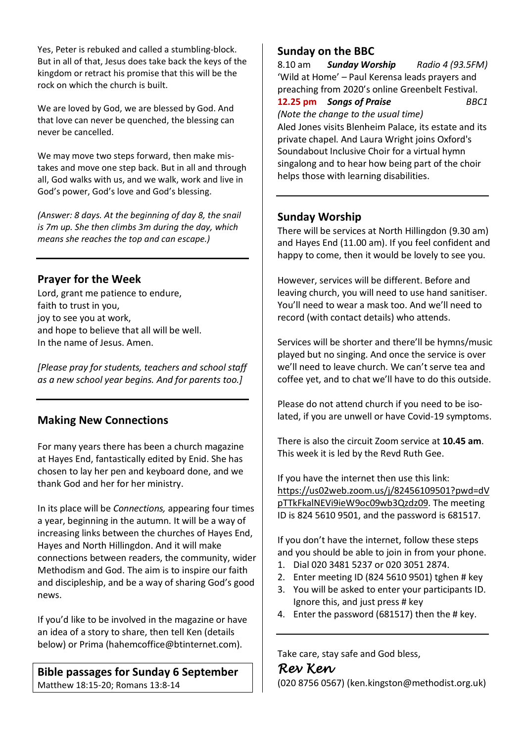Yes, Peter is rebuked and called a stumbling-block. But in all of that, Jesus does take back the keys of the kingdom or retract his promise that this will be the rock on which the church is built.

We are loved by God, we are blessed by God. And that love can never be quenched, the blessing can never be cancelled.

We may move two steps forward, then make mis-takes and move one step back. But in all and through all, God walks with us, and we walk, work and live in God's power, God's love and God's blessing.

*(Answer: 8 days. At the beginning of day 8, the snail is 7m up. She then climbs 3m during the day, which means she reaches the top and can escape.)*

## Prayer for the Week

Lord, grant me patience to endure,
faith to trust in you,
joy to see you at work,
and hope to believe that all will be well.
In the name of Jesus. Amen.

*[Please pray for students, teachers and school staff as a new school year begins. And for parents too.]*

## Making New Connections

For many years there has been a church magazine at Hayes End, fantastically edited by Enid. She has chosen to lay her pen and keyboard done, and we thank God and her for her ministry.

In its place will be *Connections,* appearing four times a year, beginning in the autumn. It will be a way of increasing links between the churches of Hayes End, Hayes and North Hillingdon. And it will make connections between readers, the community, wider Methodism and God. The aim is to inspire our faith and discipleship, and be a way of sharing God's good news.

If you'd like to be involved in the magazine or have an idea of a story to share, then tell Ken (details below) or Prima (hahemcoffice@btinternet.com).

**Bible passages for Sunday 6 September**
Matthew 18:15-20; Romans 13:8-14

## Sunday on the BBC

8.10 am ***Sunday Worship*** *Radio 4 (93.5FM)*
'Wild at Home' – Paul Kerensa leads prayers and preaching from 2020's online Greenbelt Festival.

**12.25 pm** ***Songs of Praise*** *BBC1*
*(Note the change to the usual time)*
Aled Jones visits Blenheim Palace, its estate and its private chapel. And Laura Wright joins Oxford's Soundabout Inclusive Choir for a virtual hymn singalong and to hear how being part of the choir helps those with learning disabilities.

## Sunday Worship

There will be services at North Hillingdon (9.30 am) and Hayes End (11.00 am). If you feel confident and happy to come, then it would be lovely to see you.

However, services will be different. Before and leaving church, you will need to use hand sanitiser. You'll need to wear a mask too. And we'll need to record (with contact details) who attends.

Services will be shorter and there'll be hymns/music played but no singing. And once the service is over we'll need to leave church. We can't serve tea and coffee yet, and to chat we'll have to do this outside.

Please do not attend church if you need to be iso-lated, if you are unwell or have Covid-19 symptoms.

There is also the circuit Zoom service at **10.45 am**. This week it is led by the Revd Ruth Gee.

If you have the internet then use this link: https://us02web.zoom.us/j/82456109501?pwd=dVpTTkFkalNEVi9ieW9oc09wb3Qzdz09. The meeting ID is 824 5610 9501, and the password is 681517.

If you don't have the internet, follow these steps and you should be able to join in from your phone.

1. Dial 020 3481 5237 or 020 3051 2874.
2. Enter meeting ID (824 5610 9501) tghen # key
3. You will be asked to enter your participants ID. Ignore this, and just press # key
4. Enter the password (681517) then the # key.

Take care, stay safe and God bless,

*Rev Ken*
(020 8756 0567) (ken.kingston@methodist.org.uk)